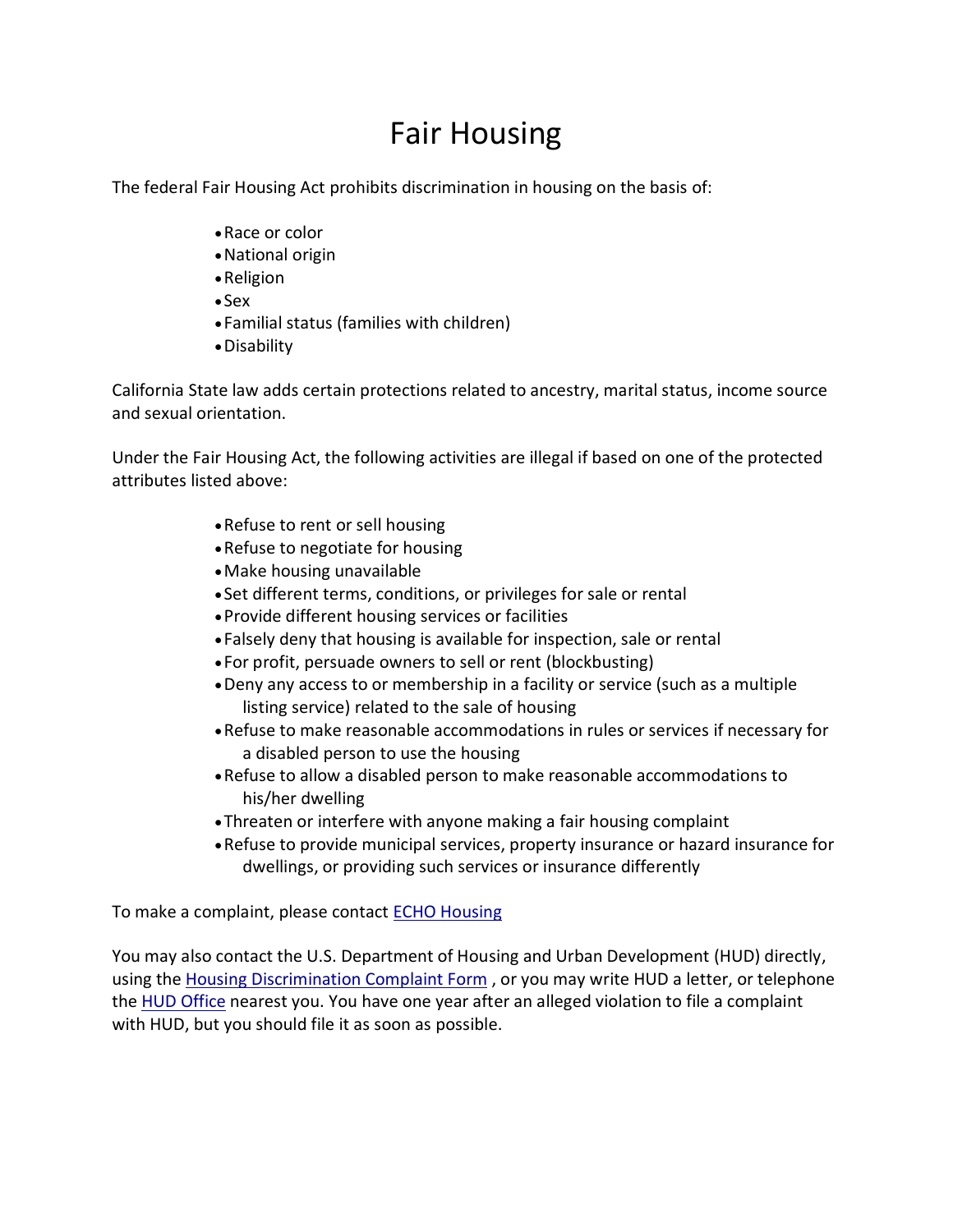# Fair Housing

The federal Fair Housing Act prohibits discrimination in housing on the basis of:

- Race or color
- National origin
- Religion
- Sex
- Familial status (families with children)
- Disability

California State law adds certain protections related to ancestry, marital status, income source and sexual orientation.

Under the Fair Housing Act, the following activities are illegal if based on one of the protected attributes listed above:

- Refuse to rent or sell housing
- Refuse to negotiate for housing
- Make housing unavailable
- Set different terms, conditions, or privileges for sale or rental
- Provide different housing services or facilities
- Falsely deny that housing is available for inspection, sale or rental
- For profit, persuade owners to sell or rent (blockbusting)
- Deny any access to or membership in a facility or service (such as a multiple listing service) related to the sale of housing
- Refuse to make reasonable accommodations in rules or services if necessary for a disabled person to use the housing
- Refuse to allow a disabled person to make reasonable accommodations to his/her dwelling
- Threaten or interfere with anyone making a fair housing complaint
- Refuse to provide municipal services, property insurance or hazard insurance for dwellings, or providing such services or insurance differently

To make a complaint, please contact ECHO Housing

You may also contact the U.S. Department of Housing and Urban Development (HUD) directly, using the Housing Discrimination Complaint Form , or you may write HUD a letter, or telephone the HUD Office nearest you. You have one year after an alleged violation to file a complaint with HUD, but you should file it as soon as possible.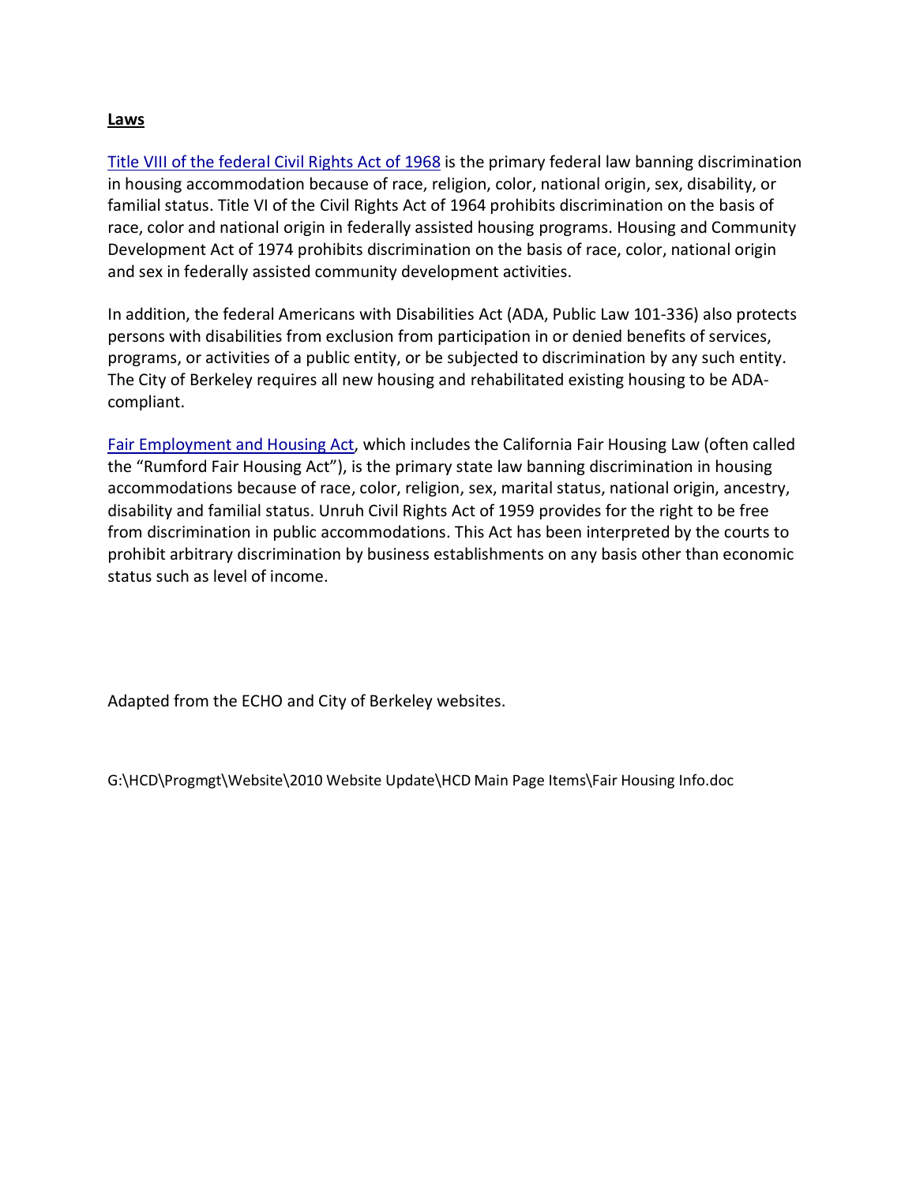**Laws**

Title VIII of the federal Civil Rights Act of 1968 is the primary federal law banning discrimination in housing accommodation because of race, religion, color, national origin, sex, disability, or familial status. Title VI of the Civil Rights Act of 1964 prohibits discrimination on the basis of race, color and national origin in federally assisted housing programs. Housing and Community Development Act of 1974 prohibits discrimination on the basis of race, color, national origin and sex in federally assisted community development activities.

In addition, the federal Americans with Disabilities Act (ADA, Public Law 101-336) also protects persons with disabilities from exclusion from participation in or denied benefits of services, programs, or activities of a public entity, or be subjected to discrimination by any such entity. The City of Berkeley requires all new housing and rehabilitated existing housing to be ADA-compliant.

Fair Employment and Housing Act, which includes the California Fair Housing Law (often called the "Rumford Fair Housing Act"), is the primary state law banning discrimination in housing accommodations because of race, color, religion, sex, marital status, national origin, ancestry, disability and familial status. Unruh Civil Rights Act of 1959 provides for the right to be free from discrimination in public accommodations. This Act has been interpreted by the courts to prohibit arbitrary discrimination by business establishments on any basis other than economic status such as level of income.

Adapted from the ECHO and City of Berkeley websites.

G:\HCD\Progmgt\Website\2010 Website Update\HCD Main Page Items\Fair Housing Info.doc